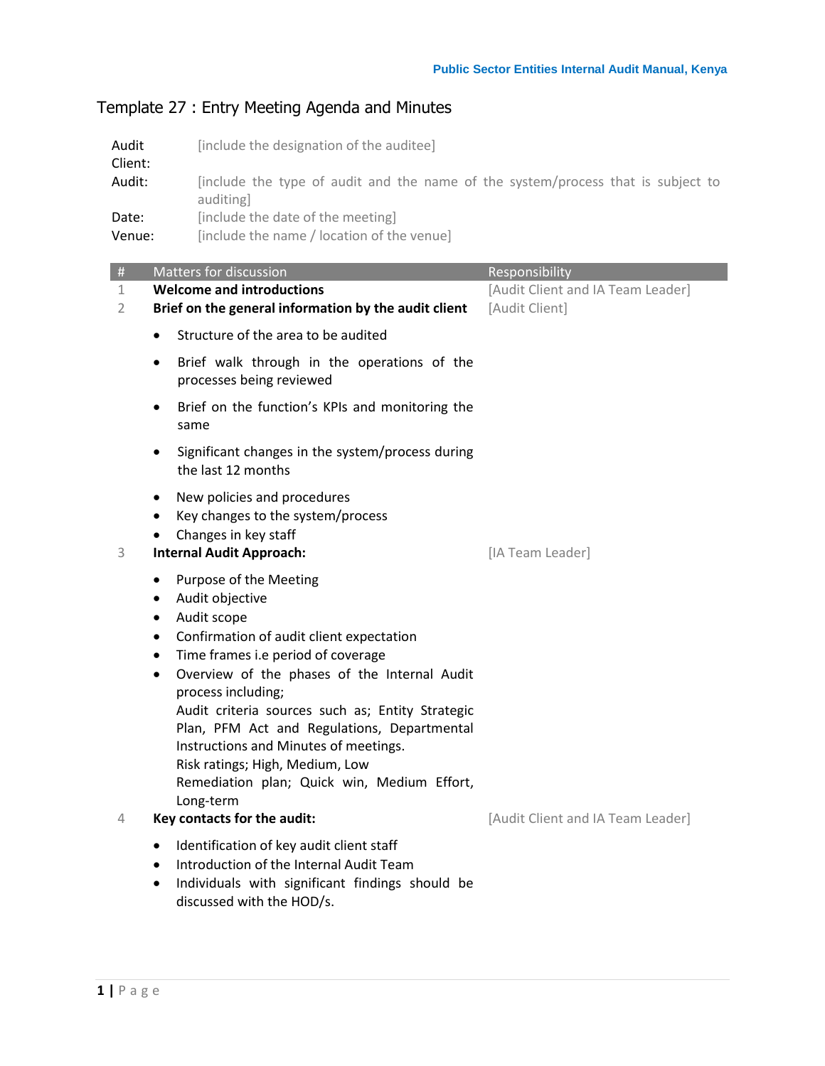# Template 27 : Entry Meeting Agenda and Minutes

| | |
|---|---|
| Audit Client: | [include the designation of the auditee] |
| Audit: | [include the type of audit and the name of the system/process that is subject to auditing] |
| Date: | [include the date of the meeting] |
| Venue: | [include the name / location of the venue] |

| # | Matters for discussion | Responsibility |
|---|---|---|
| 1 | **Welcome and introductions** | [Audit Client and IA Team Leader] |
| 2 | **Brief on the general information by the audit client**<br>• Structure of the area to be audited<br>• Brief walk through in the operations of the processes being reviewed<br>• Brief on the function's KPIs and monitoring the same<br>• Significant changes in the system/process during the last 12 months<br>• New policies and procedures<br>• Key changes to the system/process<br>• Changes in key staff | [Audit Client] |
| 3 | **Internal Audit Approach:**<br>• Purpose of the Meeting<br>• Audit objective<br>• Audit scope<br>• Confirmation of audit client expectation<br>• Time frames i.e period of coverage<br>• Overview of the phases of the Internal Audit process including;<br>Audit criteria sources such as; Entity Strategic Plan, PFM Act and Regulations, Departmental Instructions and Minutes of meetings.<br>Risk ratings; High, Medium, Low<br>Remediation plan; Quick win, Medium Effort, Long-term | [IA Team Leader] |
| 4 | **Key contacts for the audit:**<br>• Identification of key audit client staff<br>• Introduction of the Internal Audit Team<br>• Individuals with significant findings should be discussed with the HOD/s. | [Audit Client and IA Team Leader] |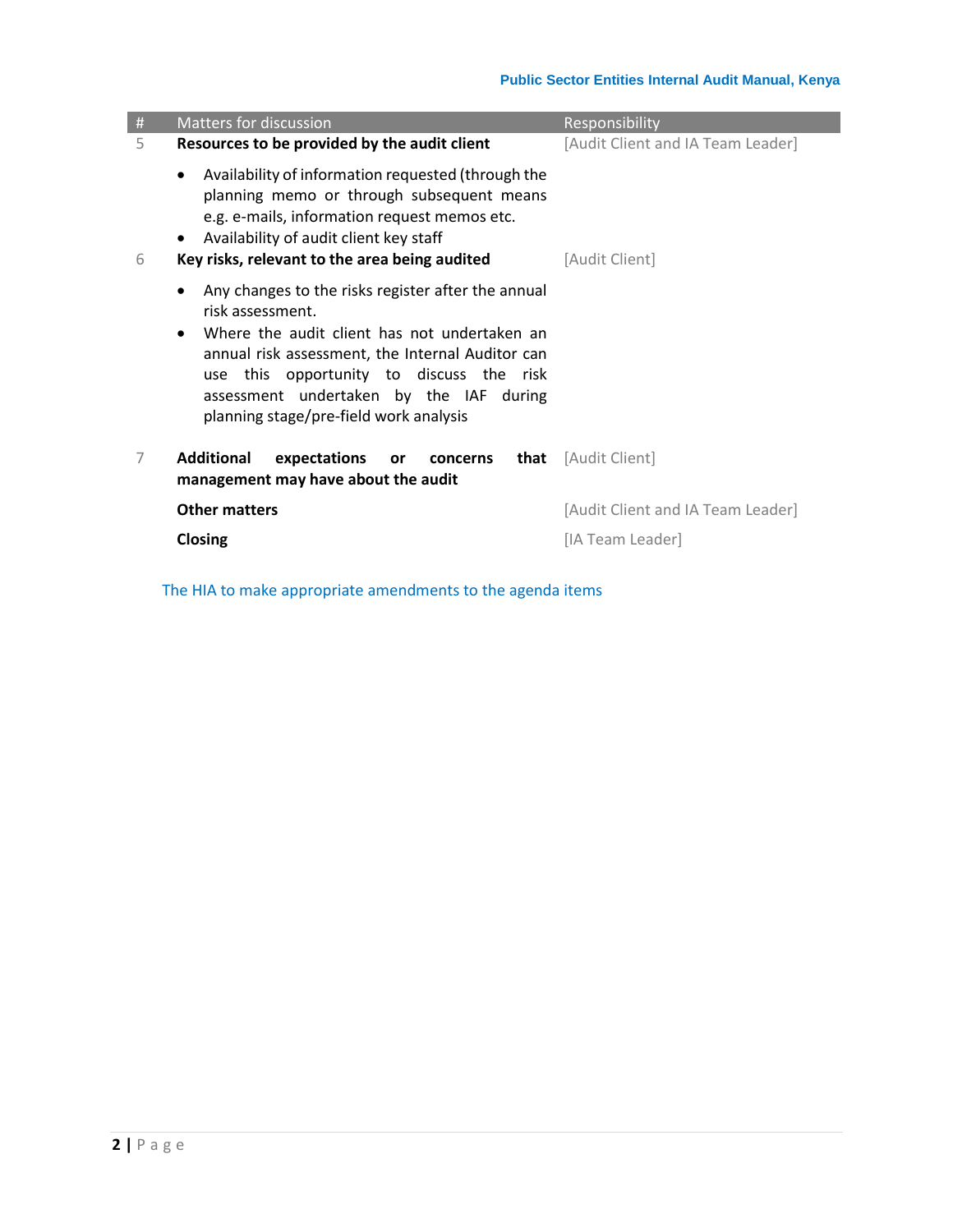| # | Matters for discussion | Responsibility |
|---|---|---|
| 5 | **Resources to be provided by the audit client**<br>• Availability of information requested (through the planning memo or through subsequent means e.g. e-mails, information request memos etc.<br>• Availability of audit client key staff | [Audit Client and IA Team Leader] |
| 6 | **Key risks, relevant to the area being audited**<br>• Any changes to the risks register after the annual risk assessment.<br>• Where the audit client has not undertaken an annual risk assessment, the Internal Auditor can use this opportunity to discuss the risk assessment undertaken by the IAF during planning stage/pre-field work analysis | [Audit Client] |
| 7 | **Additional expectations or concerns that management may have about the audit** | [Audit Client] |
| | **Other matters** | [Audit Client and IA Team Leader] |
| | **Closing** | [IA Team Leader] |

The HIA to make appropriate amendments to the agenda items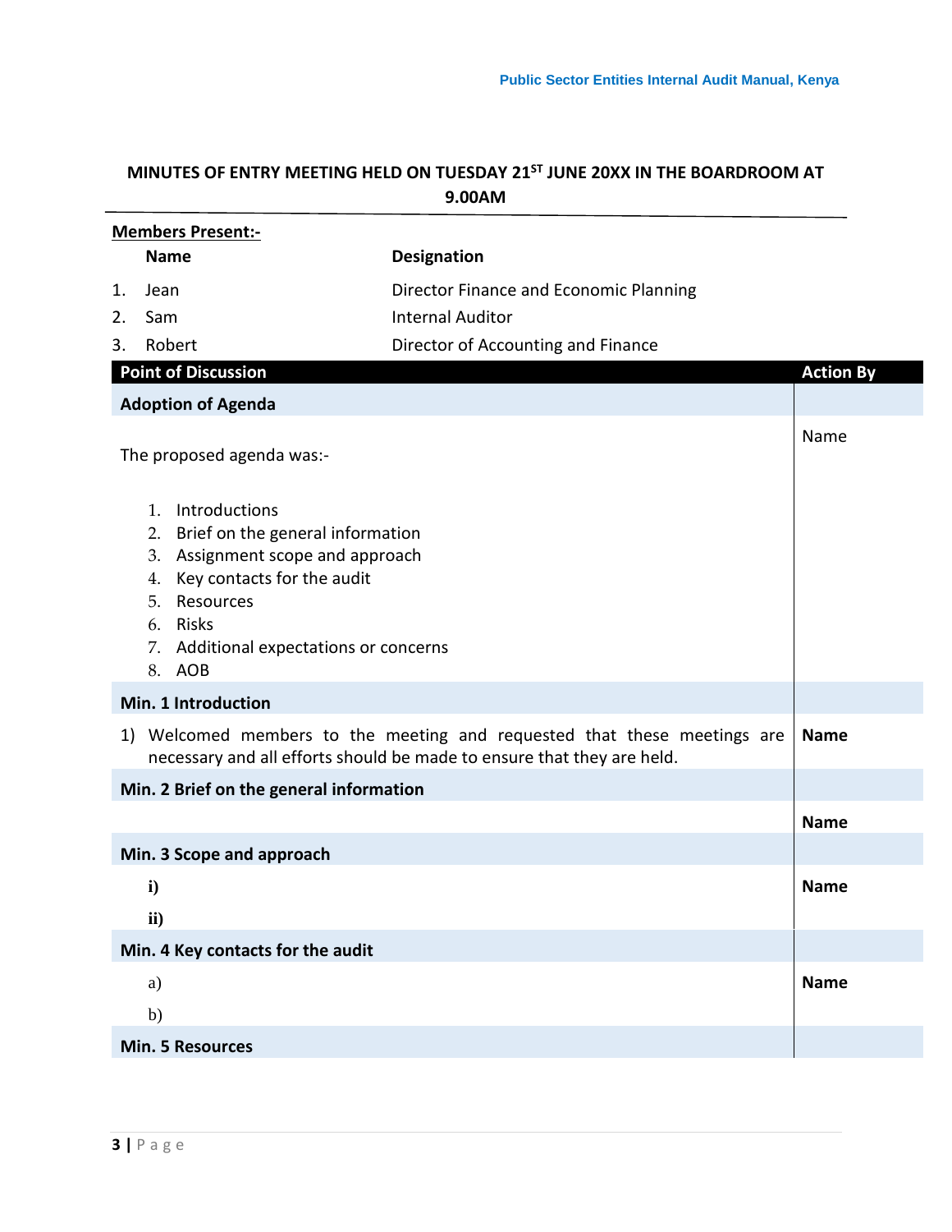**MINUTES OF ENTRY MEETING HELD ON TUESDAY 21ST JUNE 20XX IN THE BOARDROOM AT 9.00AM**

**Members Present:-**

| | **Name** | **Designation** |
|---|---|---|
| 1. | Jean | Director Finance and Economic Planning |
| 2. | Sam | Internal Auditor |
| 3. | Robert | Director of Accounting and Finance |

| **Point of Discussion** | **Action By** |
|---|---|
| **Adoption of Agenda** | |
| The proposed agenda was:-<br><br>1. Introductions<br>2. Brief on the general information<br>3. Assignment scope and approach<br>4. Key contacts for the audit<br>5. Resources<br>6. Risks<br>7. Additional expectations or concerns<br>8. AOB | Name |
| **Min. 1 Introduction** | |
| 1) Welcomed members to the meeting and requested that these meetings are necessary and all efforts should be made to ensure that they are held. | **Name** |
| **Min. 2 Brief on the general information** | |
| | **Name** |
| **Min. 3 Scope and approach** | |
| i)<br>ii) | **Name** |
| **Min. 4 Key contacts for the audit** | |
| a)<br>b) | **Name** |
| **Min. 5 Resources** | |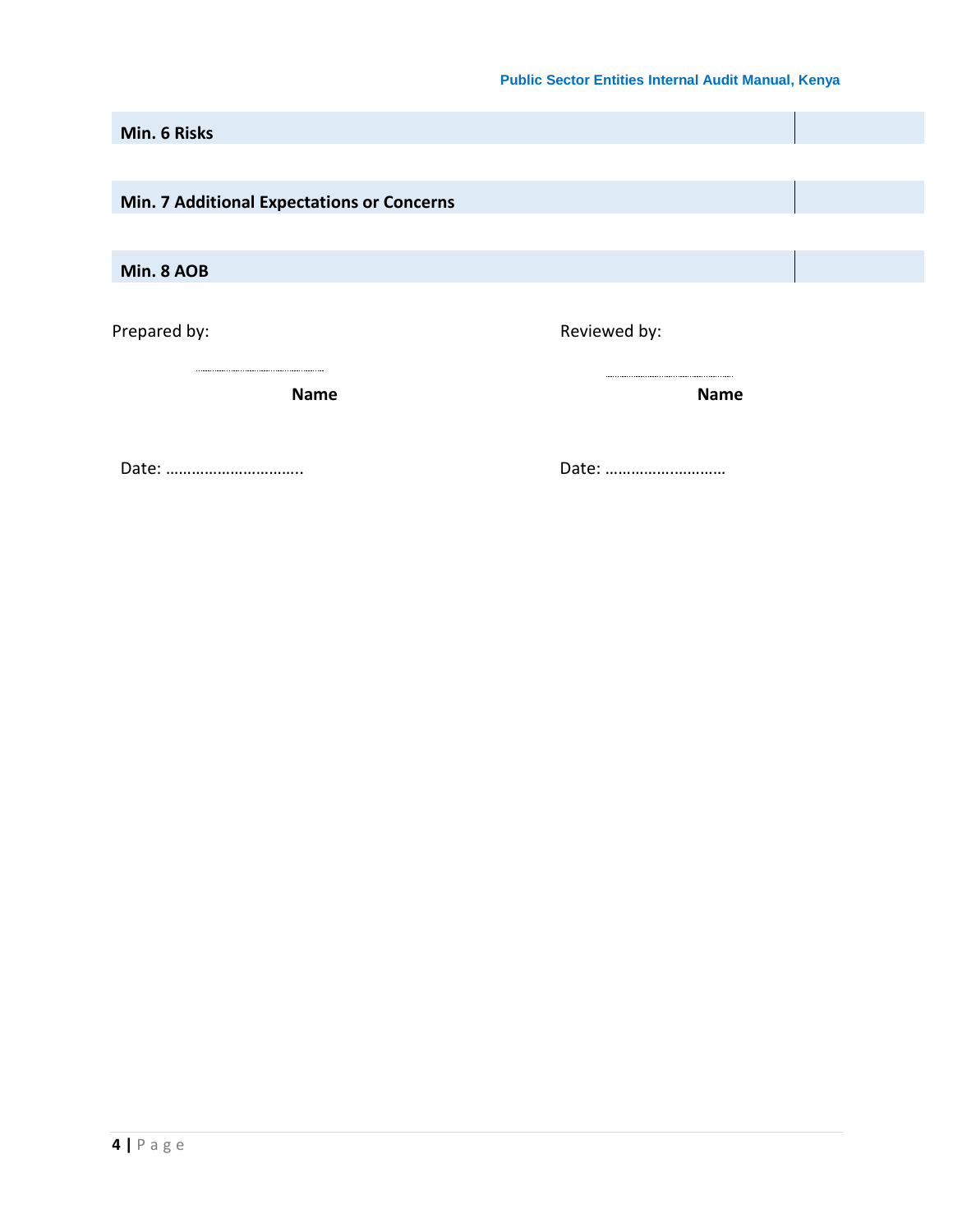| | |
|---|---|
| **Min. 6 Risks** | |

| | |
|---|---|
| **Min. 7 Additional Expectations or Concerns** | |

| | |
|---|---|
| **Min. 8 AOB** | |

| | |
|---|---|
| Prepared by: | Reviewed by: |
| ………………………… | ………………………… |
| **Name** | **Name** |
| Date: ………………………….. | Date: ……………….……… |